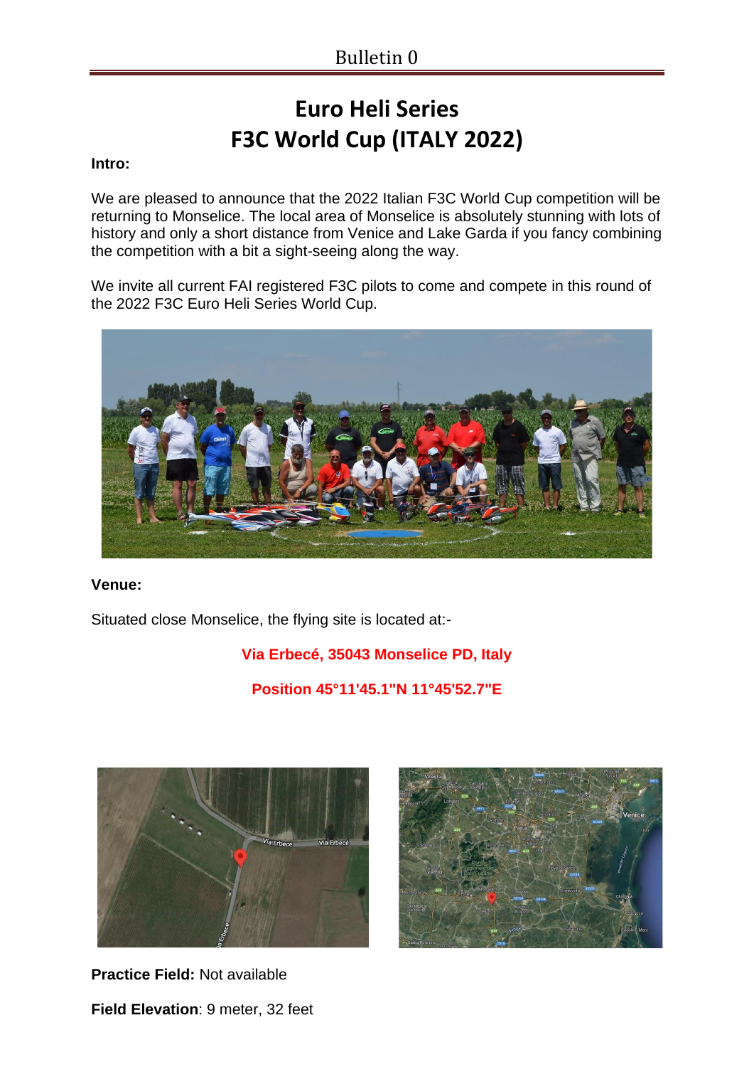Bulletin 0

# Euro Heli Series
# F3C World Cup (ITALY 2022)

**Intro:**

We are pleased to announce that the 2022 Italian F3C World Cup competition will be returning to Monselice. The local area of Monselice is absolutely stunning with lots of history and only a short distance from Venice and Lake Garda if you fancy combining the competition with a bit a sight-seeing along the way.

We invite all current FAI registered F3C pilots to come and compete in this round of the 2022 F3C Euro Heli Series World Cup.

**Venue:**

Situated close Monselice, the flying site is located at:-

**Via Erbecé, 35043 Monselice PD, Italy**

**Position 45°11'45.1"N 11°45'52.7"E**

**Practice Field:** Not available

**Field Elevation**: 9 meter, 32 feet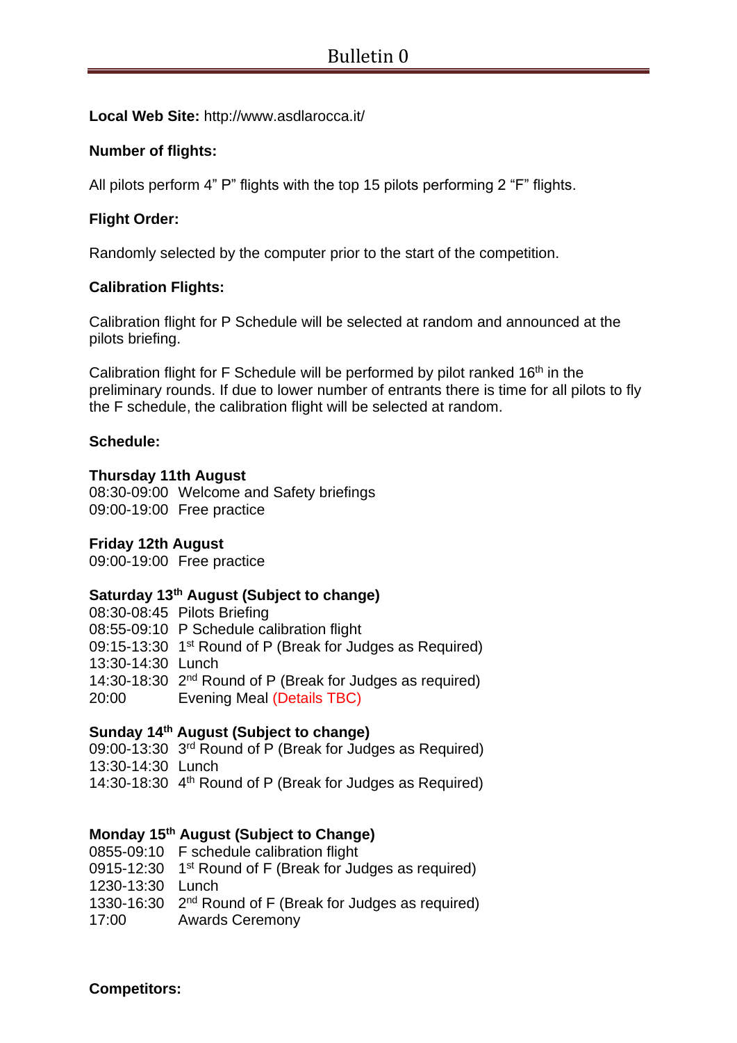# Bulletin 0

**Local Web Site:** http://www.asdlarocca.it/

**Number of flights:**

All pilots perform 4" P" flights with the top 15 pilots performing 2 "F" flights.

**Flight Order:**

Randomly selected by the computer prior to the start of the competition.

**Calibration Flights:**

Calibration flight for P Schedule will be selected at random and announced at the pilots briefing.

Calibration flight for F Schedule will be performed by pilot ranked 16th in the preliminary rounds. If due to lower number of entrants there is time for all pilots to fly the F schedule, the calibration flight will be selected at random.

**Schedule:**

**Thursday 11th August**
08:30-09:00 Welcome and Safety briefings
09:00-19:00 Free practice

**Friday 12th August**
09:00-19:00 Free practice

**Saturday 13th August (Subject to change)**
08:30-08:45 Pilots Briefing
08:55-09:10 P Schedule calibration flight
09:15-13:30 1st Round of P (Break for Judges as Required)
13:30-14:30 Lunch
14:30-18:30 2nd Round of P (Break for Judges as required)
20:00 Evening Meal (Details TBC)

**Sunday 14th August (Subject to change)**
09:00-13:30 3rd Round of P (Break for Judges as Required)
13:30-14:30 Lunch
14:30-18:30 4th Round of P (Break for Judges as Required)

**Monday 15th August (Subject to Change)**
0855-09:10 F schedule calibration flight
0915-12:30 1st Round of F (Break for Judges as required)
1230-13:30 Lunch
1330-16:30 2nd Round of F (Break for Judges as required)
17:00 Awards Ceremony

**Competitors:**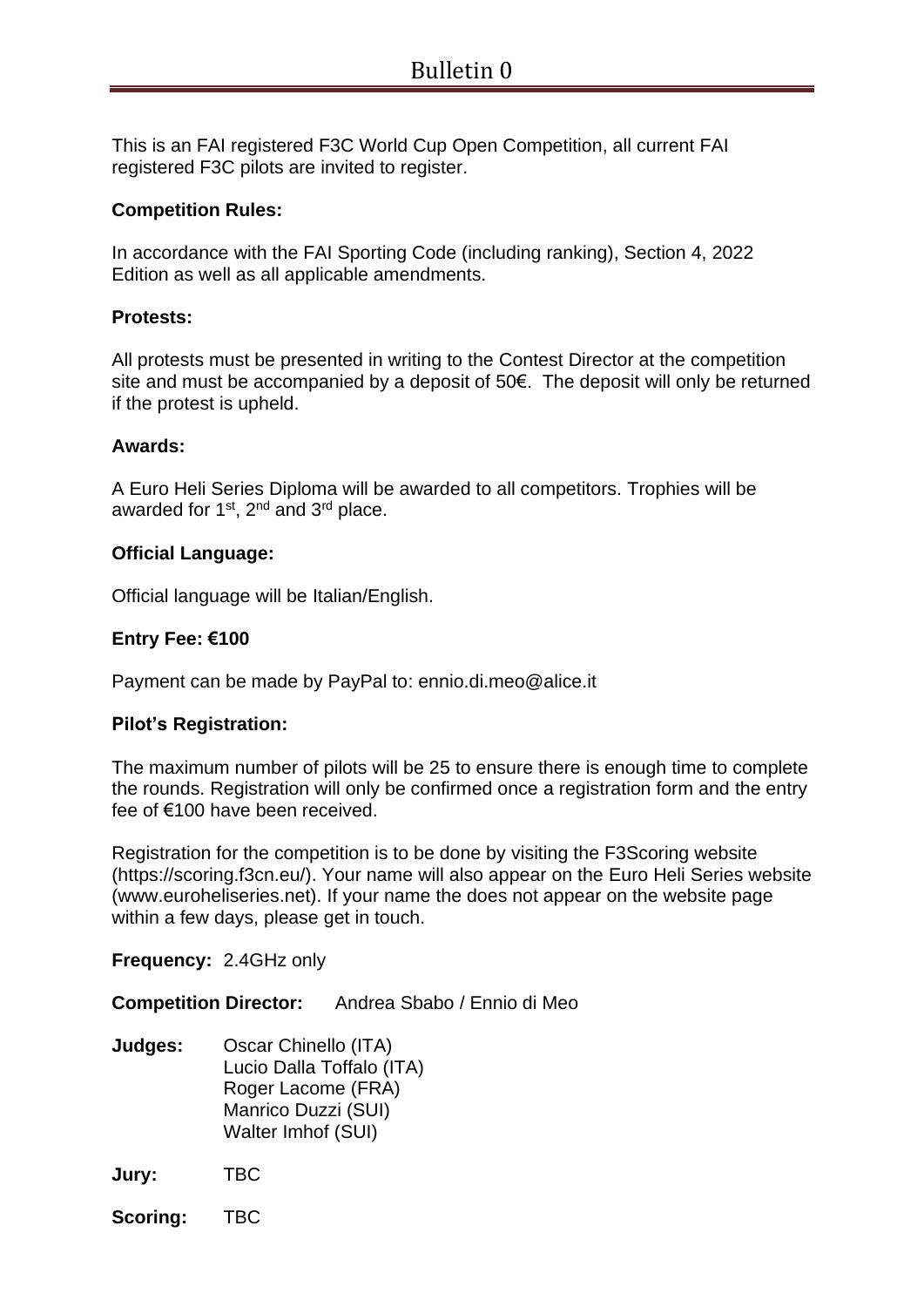# Bulletin 0

This is an FAI registered F3C World Cup Open Competition, all current FAI registered F3C pilots are invited to register.

**Competition Rules:**

In accordance with the FAI Sporting Code (including ranking), Section 4, 2022 Edition as well as all applicable amendments.

**Protests:**

All protests must be presented in writing to the Contest Director at the competition site and must be accompanied by a deposit of 50€. The deposit will only be returned if the protest is upheld.

**Awards:**

A Euro Heli Series Diploma will be awarded to all competitors. Trophies will be awarded for 1st, 2nd and 3rd place.

**Official Language:**

Official language will be Italian/English.

**Entry Fee: €100**

Payment can be made by PayPal to: ennio.di.meo@alice.it

**Pilot's Registration:**

The maximum number of pilots will be 25 to ensure there is enough time to complete the rounds. Registration will only be confirmed once a registration form and the entry fee of €100 have been received.

Registration for the competition is to be done by visiting the F3Scoring website (https://scoring.f3cn.eu/). Your name will also appear on the Euro Heli Series website (www.euroheliseries.net). If your name the does not appear on the website page within a few days, please get in touch.

**Frequency:** 2.4GHz only

**Competition Director:** Andrea Sbabo / Ennio di Meo

**Judges:**
Oscar Chinello (ITA)
Lucio Dalla Toffalo (ITA)
Roger Lacome (FRA)
Manrico Duzzi (SUI)
Walter Imhof (SUI)

**Jury:** TBC

**Scoring:** TBC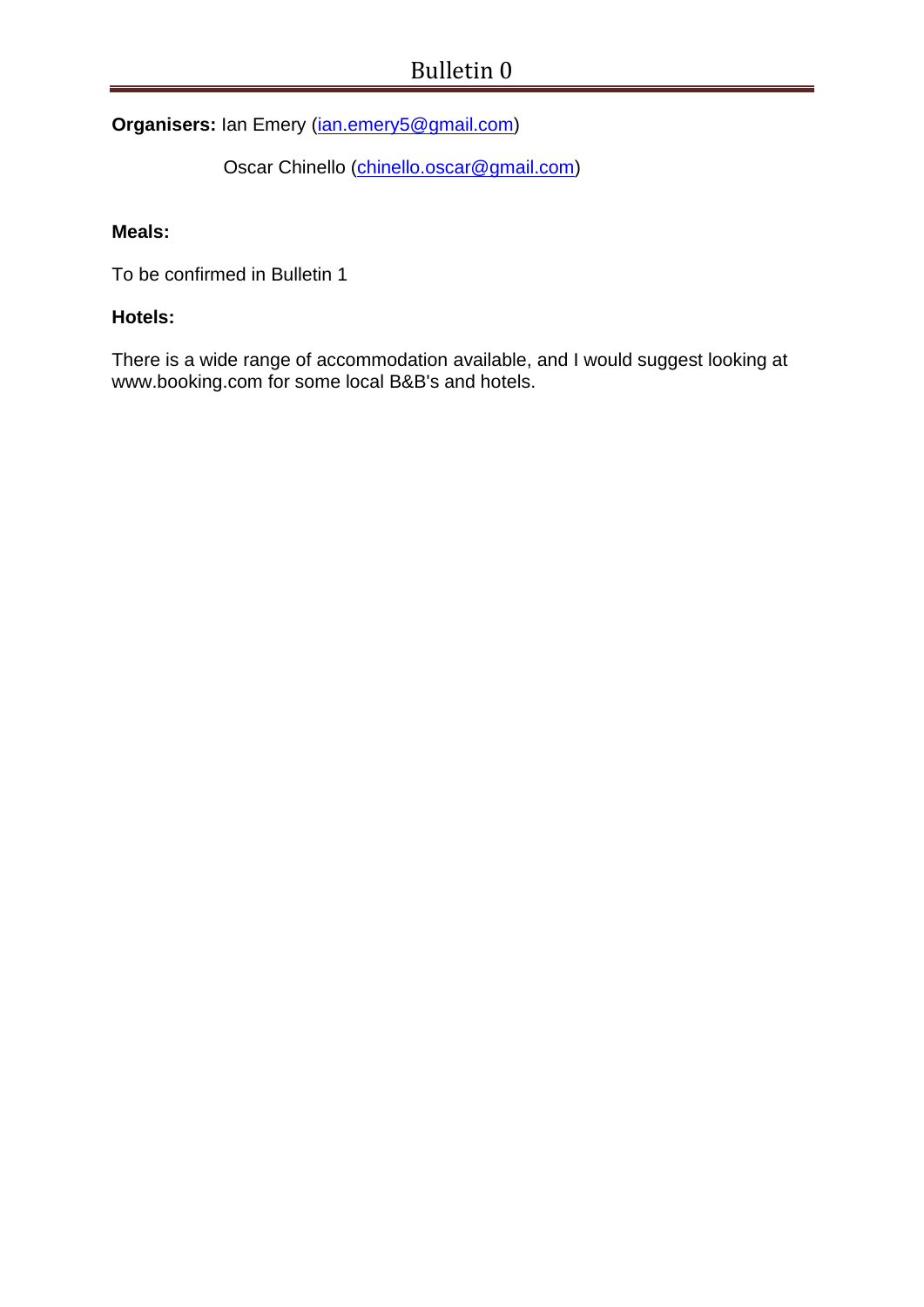# Bulletin 0

**Organisers:** Ian Emery (ian.emery5@gmail.com)

Oscar Chinello (chinello.oscar@gmail.com)

**Meals:**

To be confirmed in Bulletin 1

**Hotels:**

There is a wide range of accommodation available, and I would suggest looking at www.booking.com for some local B&B's and hotels.